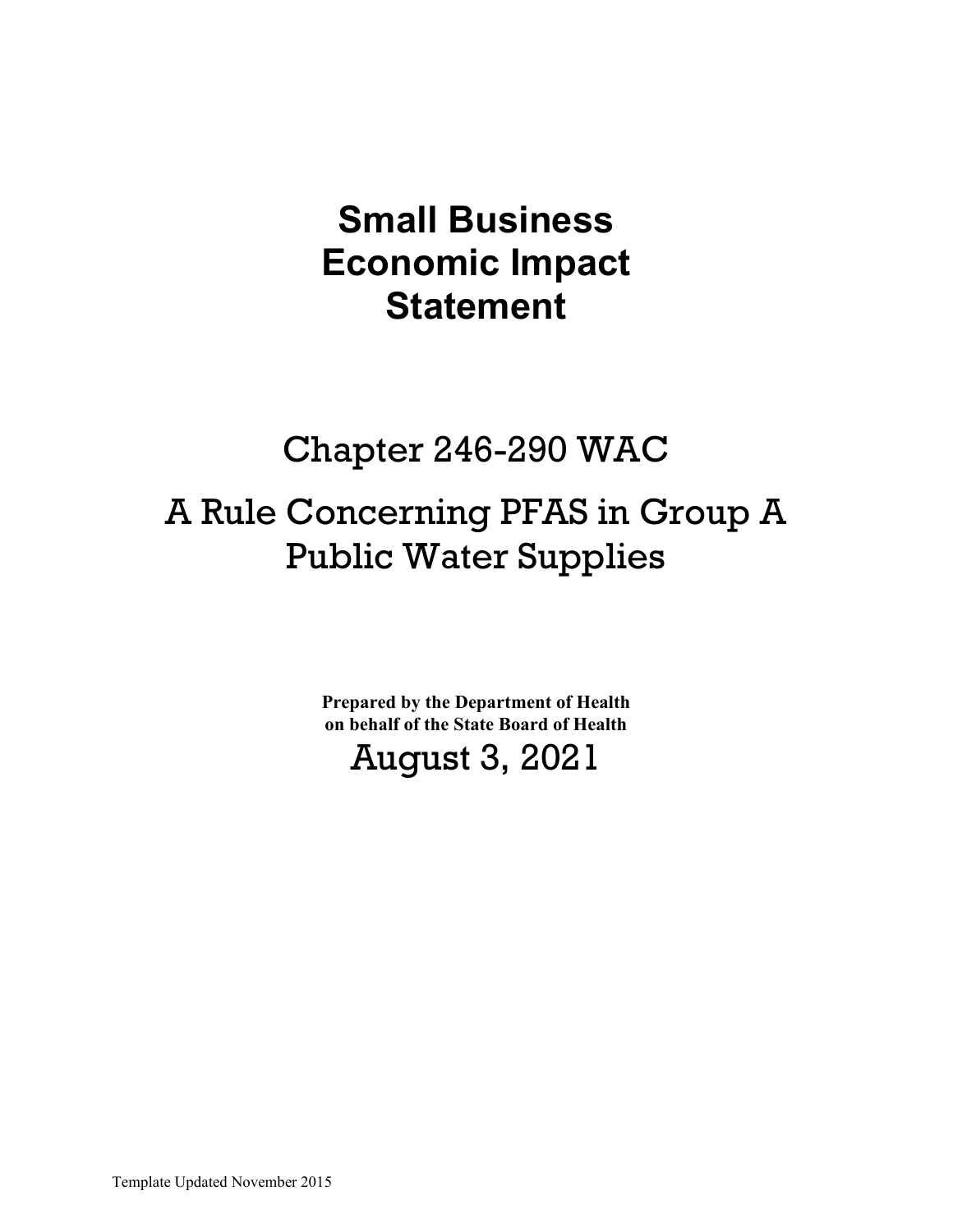# Small Business Economic Impact Statement

## Chapter 246-290 WAC

## A Rule Concerning PFAS in Group A Public Water Supplies

**Prepared by the Department of Health on behalf of the State Board of Health**

August 3, 2021

Template Updated November 2015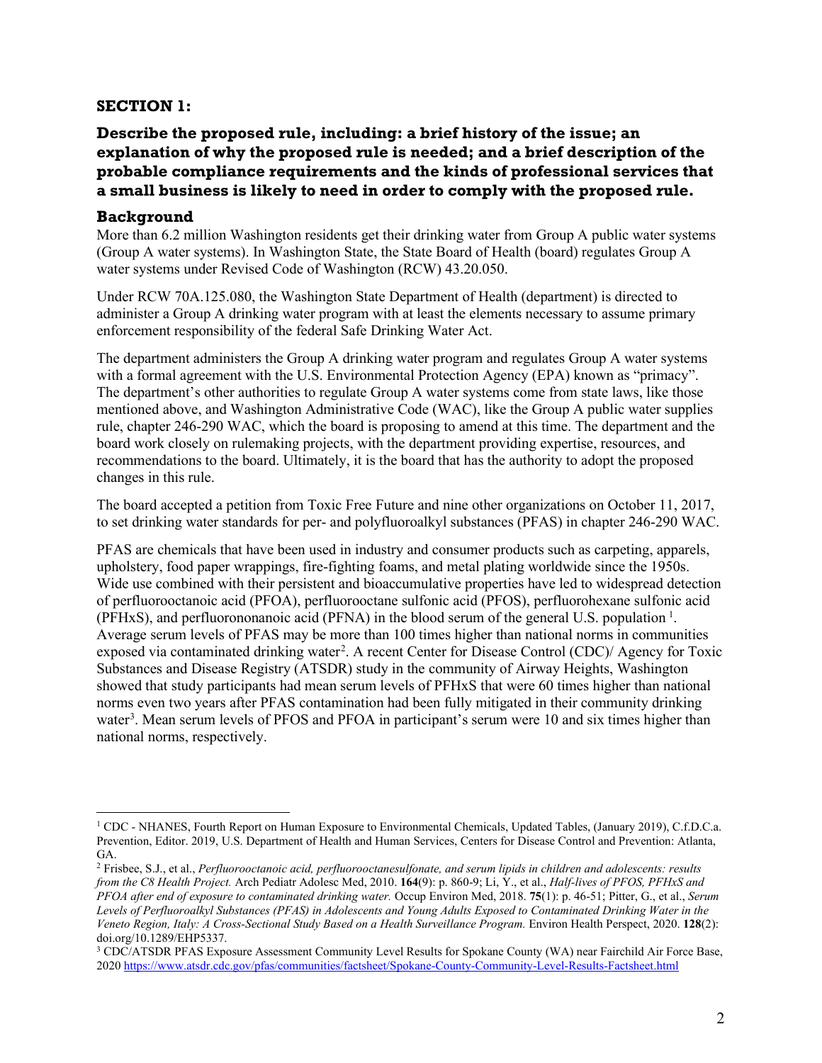## SECTION 1:

### Describe the proposed rule, including: a brief history of the issue; an explanation of why the proposed rule is needed; and a brief description of the probable compliance requirements and the kinds of professional services that a small business is likely to need in order to comply with the proposed rule.

### Background

More than 6.2 million Washington residents get their drinking water from Group A public water systems (Group A water systems). In Washington State, the State Board of Health (board) regulates Group A water systems under Revised Code of Washington (RCW) 43.20.050.

Under RCW 70A.125.080, the Washington State Department of Health (department) is directed to administer a Group A drinking water program with at least the elements necessary to assume primary enforcement responsibility of the federal Safe Drinking Water Act.

The department administers the Group A drinking water program and regulates Group A water systems with a formal agreement with the U.S. Environmental Protection Agency (EPA) known as "primacy". The department's other authorities to regulate Group A water systems come from state laws, like those mentioned above, and Washington Administrative Code (WAC), like the Group A public water supplies rule, chapter 246-290 WAC, which the board is proposing to amend at this time. The department and the board work closely on rulemaking projects, with the department providing expertise, resources, and recommendations to the board. Ultimately, it is the board that has the authority to adopt the proposed changes in this rule.

The board accepted a petition from Toxic Free Future and nine other organizations on October 11, 2017, to set drinking water standards for per- and polyfluoroalkyl substances (PFAS) in chapter 246-290 WAC.

PFAS are chemicals that have been used in industry and consumer products such as carpeting, apparels, upholstery, food paper wrappings, fire-fighting foams, and metal plating worldwide since the 1950s. Wide use combined with their persistent and bioaccumulative properties have led to widespread detection of perfluorooctanoic acid (PFOA), perfluorooctane sulfonic acid (PFOS), perfluorohexane sulfonic acid (PFHxS), and perfluorononanoic acid (PFNA) in the blood serum of the general U.S. population [1]. Average serum levels of PFAS may be more than 100 times higher than national norms in communities exposed via contaminated drinking water[2]. A recent Center for Disease Control (CDC)/ Agency for Toxic Substances and Disease Registry (ATSDR) study in the community of Airway Heights, Washington showed that study participants had mean serum levels of PFHxS that were 60 times higher than national norms even two years after PFAS contamination had been fully mitigated in their community drinking water[3]. Mean serum levels of PFOS and PFOA in participant's serum were 10 and six times higher than national norms, respectively.

---

[1] CDC - NHANES, Fourth Report on Human Exposure to Environmental Chemicals, Updated Tables, (January 2019), C.f.D.C.a. Prevention, Editor. 2019, U.S. Department of Health and Human Services, Centers for Disease Control and Prevention: Atlanta, GA.

[2] Frisbee, S.J., et al., *Perfluorooctanoic acid, perfluorooctanesulfonate, and serum lipids in children and adolescents: results from the C8 Health Project.* Arch Pediatr Adolesc Med, 2010. **164**(9): p. 860-9; Li, Y., et al., *Half-lives of PFOS, PFHxS and PFOA after end of exposure to contaminated drinking water.* Occup Environ Med, 2018. **75**(1): p. 46-51; Pitter, G., et al., *Serum Levels of Perfluoroalkyl Substances (PFAS) in Adolescents and Young Adults Exposed to Contaminated Drinking Water in the Veneto Region, Italy: A Cross-Sectional Study Based on a Health Surveillance Program.* Environ Health Perspect, 2020. **128**(2): doi.org/10.1289/EHP5337.

[3] CDC/ATSDR PFAS Exposure Assessment Community Level Results for Spokane County (WA) near Fairchild Air Force Base, 2020 https://www.atsdr.cdc.gov/pfas/communities/factsheet/Spokane-County-Community-Level-Results-Factsheet.html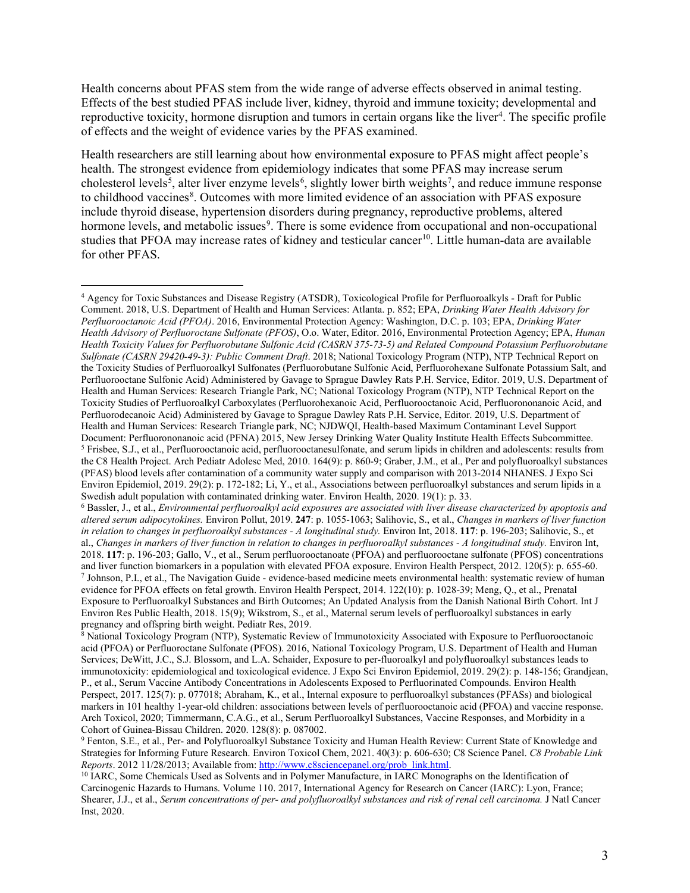Health concerns about PFAS stem from the wide range of adverse effects observed in animal testing. Effects of the best studied PFAS include liver, kidney, thyroid and immune toxicity; developmental and reproductive toxicity, hormone disruption and tumors in certain organs like the liver[4]. The specific profile of effects and the weight of evidence varies by the PFAS examined.

Health researchers are still learning about how environmental exposure to PFAS might affect people's health. The strongest evidence from epidemiology indicates that some PFAS may increase serum cholesterol levels[5], alter liver enzyme levels[6], slightly lower birth weights[7], and reduce immune response to childhood vaccines[8]. Outcomes with more limited evidence of an association with PFAS exposure include thyroid disease, hypertension disorders during pregnancy, reproductive problems, altered hormone levels, and metabolic issues[9]. There is some evidence from occupational and non-occupational studies that PFOA may increase rates of kidney and testicular cancer[10]. Little human-data are available for other PFAS.

---

[4] Agency for Toxic Substances and Disease Registry (ATSDR), Toxicological Profile for Perfluoroalkyls - Draft for Public Comment. 2018, U.S. Department of Health and Human Services: Atlanta. p. 852; EPA, *Drinking Water Health Advisory for Perfluorooctanoic Acid (PFOA)*. 2016, Environmental Protection Agency: Washington, D.C. p. 103; EPA, *Drinking Water Health Advisory of Perfluoroctane Sulfonate (PFOS)*, O.o. Water, Editor. 2016, Environmental Protection Agency; EPA, *Human Health Toxicity Values for Perfluorobutane Sulfonic Acid (CASRN 375-73-5) and Related Compound Potassium Perfluorobutane Sulfonate (CASRN 29420-49-3): Public Comment Draft*. 2018; National Toxicology Program (NTP), NTP Technical Report on the Toxicity Studies of Perfluoroalkyl Sulfonates (Perfluorobutane Sulfonic Acid, Perfluorohexane Sulfonate Potassium Salt, and Perfluorooctane Sulfonic Acid) Administered by Gavage to Sprague Dawley Rats P.H. Service, Editor. 2019, U.S. Department of Health and Human Services: Research Triangle Park, NC; National Toxicology Program (NTP), NTP Technical Report on the Toxicity Studies of Perfluoroalkyl Carboxylates (Perfluorohexanoic Acid, Perfluorooctanoic Acid, Perfluorononanoic Acid, and Perfluorodecanoic Acid) Administered by Gavage to Sprague Dawley Rats P.H. Service, Editor. 2019, U.S. Department of Health and Human Services: Research Triangle park, NC; NJDWQI, Health-based Maximum Contaminant Level Support Document: Perfluorononanoic acid (PFNA) 2015, New Jersey Drinking Water Quality Institute Health Effects Subcommittee.

[5] Frisbee, S.J., et al., Perfluorooctanoic acid, perfluorooctanesulfonate, and serum lipids in children and adolescents: results from the C8 Health Project. Arch Pediatr Adolesc Med, 2010. 164(9): p. 860-9; Graber, J.M., et al., Per and polyfluoroalkyl substances (PFAS) blood levels after contamination of a community water supply and comparison with 2013-2014 NHANES. J Expo Sci Environ Epidemiol, 2019. 29(2): p. 172-182; Li, Y., et al., Associations between perfluoroalkyl substances and serum lipids in a Swedish adult population with contaminated drinking water. Environ Health, 2020. 19(1): p. 33.

[6] Bassler, J., et al., *Environmental perfluoroalkyl acid exposures are associated with liver disease characterized by apoptosis and altered serum adipocytokines.* Environ Pollut, 2019. **247**: p. 1055-1063; Salihovic, S., et al., *Changes in markers of liver function in relation to changes in perfluoroalkyl substances - A longitudinal study.* Environ Int, 2018. **117**: p. 196-203; Salihovic, S., et al., *Changes in markers of liver function in relation to changes in perfluoroalkyl substances - A longitudinal study.* Environ Int, 2018. **117**: p. 196-203; Gallo, V., et al., Serum perfluorooctanoate (PFOA) and perfluorooctane sulfonate (PFOS) concentrations and liver function biomarkers in a population with elevated PFOA exposure. Environ Health Perspect, 2012. 120(5): p. 655-60.

[7] Johnson, P.I., et al., The Navigation Guide - evidence-based medicine meets environmental health: systematic review of human evidence for PFOA effects on fetal growth. Environ Health Perspect, 2014. 122(10): p. 1028-39; Meng, Q., et al., Prenatal Exposure to Perfluoroalkyl Substances and Birth Outcomes; An Updated Analysis from the Danish National Birth Cohort. Int J Environ Res Public Health, 2018. 15(9); Wikstrom, S., et al., Maternal serum levels of perfluoroalkyl substances in early pregnancy and offspring birth weight. Pediatr Res, 2019.

[8] National Toxicology Program (NTP), Systematic Review of Immunotoxicity Associated with Exposure to Perfluorooctanoic acid (PFOA) or Perfluoroctane Sulfonate (PFOS). 2016, National Toxicology Program, U.S. Department of Health and Human Services; DeWitt, J.C., S.J. Blossom, and L.A. Schaider, Exposure to per-fluoroalkyl and polyfluoroalkyl substances leads to immunotoxicity: epidemiological and toxicological evidence. J Expo Sci Environ Epidemiol, 2019. 29(2): p. 148-156; Grandjean, P., et al., Serum Vaccine Antibody Concentrations in Adolescents Exposed to Perfluorinated Compounds. Environ Health Perspect, 2017. 125(7): p. 077018; Abraham, K., et al., Internal exposure to perfluoroalkyl substances (PFASs) and biological markers in 101 healthy 1-year-old children: associations between levels of perfluorooctanoic acid (PFOA) and vaccine response. Arch Toxicol, 2020; Timmermann, C.A.G., et al., Serum Perfluoroalkyl Substances, Vaccine Responses, and Morbidity in a Cohort of Guinea-Bissau Children. 2020. 128(8): p. 087002.

[9] Fenton, S.E., et al., Per- and Polyfluoroalkyl Substance Toxicity and Human Health Review: Current State of Knowledge and Strategies for Informing Future Research. Environ Toxicol Chem, 2021. 40(3): p. 606-630; C8 Science Panel. *C8 Probable Link Reports*. 2012 11/28/2013; Available from: http://www.c8sciencepanel.org/prob_link.html.

[10] IARC, Some Chemicals Used as Solvents and in Polymer Manufacture, in IARC Monographs on the Identification of Carcinogenic Hazards to Humans. Volume 110. 2017, International Agency for Research on Cancer (IARC): Lyon, France; Shearer, J.J., et al., *Serum concentrations of per- and polyfluoroalkyl substances and risk of renal cell carcinoma.* J Natl Cancer Inst, 2020.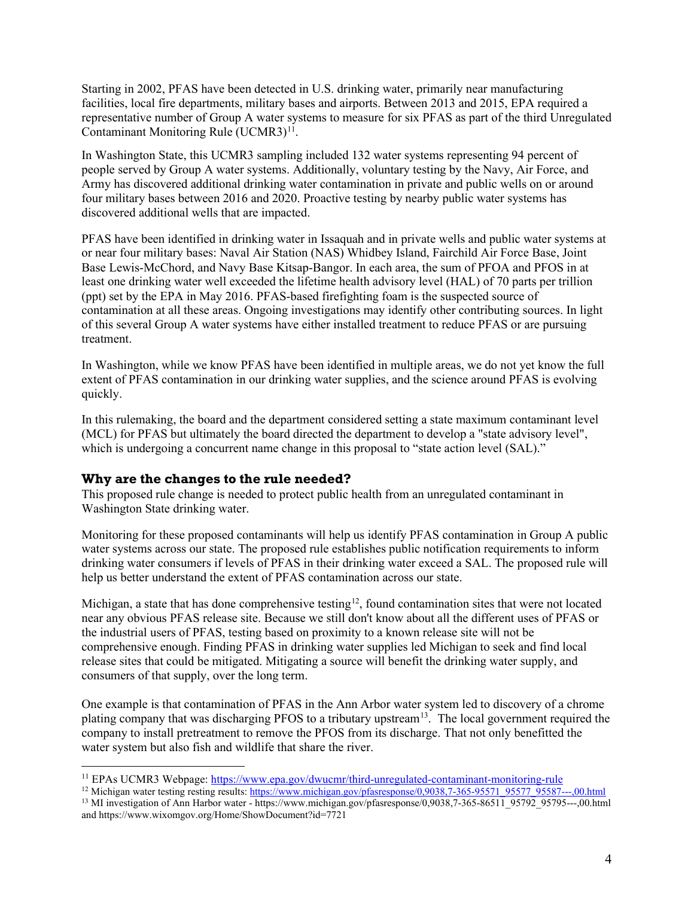Starting in 2002, PFAS have been detected in U.S. drinking water, primarily near manufacturing facilities, local fire departments, military bases and airports. Between 2013 and 2015, EPA required a representative number of Group A water systems to measure for six PFAS as part of the third Unregulated Contaminant Monitoring Rule (UCMR3)[11].

In Washington State, this UCMR3 sampling included 132 water systems representing 94 percent of people served by Group A water systems. Additionally, voluntary testing by the Navy, Air Force, and Army has discovered additional drinking water contamination in private and public wells on or around four military bases between 2016 and 2020. Proactive testing by nearby public water systems has discovered additional wells that are impacted.

PFAS have been identified in drinking water in Issaquah and in private wells and public water systems at or near four military bases: Naval Air Station (NAS) Whidbey Island, Fairchild Air Force Base, Joint Base Lewis-McChord, and Navy Base Kitsap-Bangor. In each area, the sum of PFOA and PFOS in at least one drinking water well exceeded the lifetime health advisory level (HAL) of 70 parts per trillion (ppt) set by the EPA in May 2016. PFAS-based firefighting foam is the suspected source of contamination at all these areas. Ongoing investigations may identify other contributing sources. In light of this several Group A water systems have either installed treatment to reduce PFAS or are pursuing treatment.

In Washington, while we know PFAS have been identified in multiple areas, we do not yet know the full extent of PFAS contamination in our drinking water supplies, and the science around PFAS is evolving quickly.

In this rulemaking, the board and the department considered setting a state maximum contaminant level (MCL) for PFAS but ultimately the board directed the department to develop a "state advisory level", which is undergoing a concurrent name change in this proposal to "state action level (SAL)."

### Why are the changes to the rule needed?

This proposed rule change is needed to protect public health from an unregulated contaminant in Washington State drinking water.

Monitoring for these proposed contaminants will help us identify PFAS contamination in Group A public water systems across our state. The proposed rule establishes public notification requirements to inform drinking water consumers if levels of PFAS in their drinking water exceed a SAL. The proposed rule will help us better understand the extent of PFAS contamination across our state.

Michigan, a state that has done comprehensive testing[12], found contamination sites that were not located near any obvious PFAS release site. Because we still don't know about all the different uses of PFAS or the industrial users of PFAS, testing based on proximity to a known release site will not be comprehensive enough. Finding PFAS in drinking water supplies led Michigan to seek and find local release sites that could be mitigated. Mitigating a source will benefit the drinking water supply, and consumers of that supply, over the long term.

One example is that contamination of PFAS in the Ann Arbor water system led to discovery of a chrome plating company that was discharging PFOS to a tributary upstream[13]. The local government required the company to install pretreatment to remove the PFOS from its discharge. That not only benefitted the water system but also fish and wildlife that share the river.

---

[11] EPAs UCMR3 Webpage: https://www.epa.gov/dwucmr/third-unregulated-contaminant-monitoring-rule

[12] Michigan water testing resting results: https://www.michigan.gov/pfasresponse/0,9038,7-365-95571_95577_95587---,00.html

[13] MI investigation of Ann Harbor water - https://www.michigan.gov/pfasresponse/0,9038,7-365-86511_95792_95795---,00.html and https://www.wixomgov.org/Home/ShowDocument?id=7721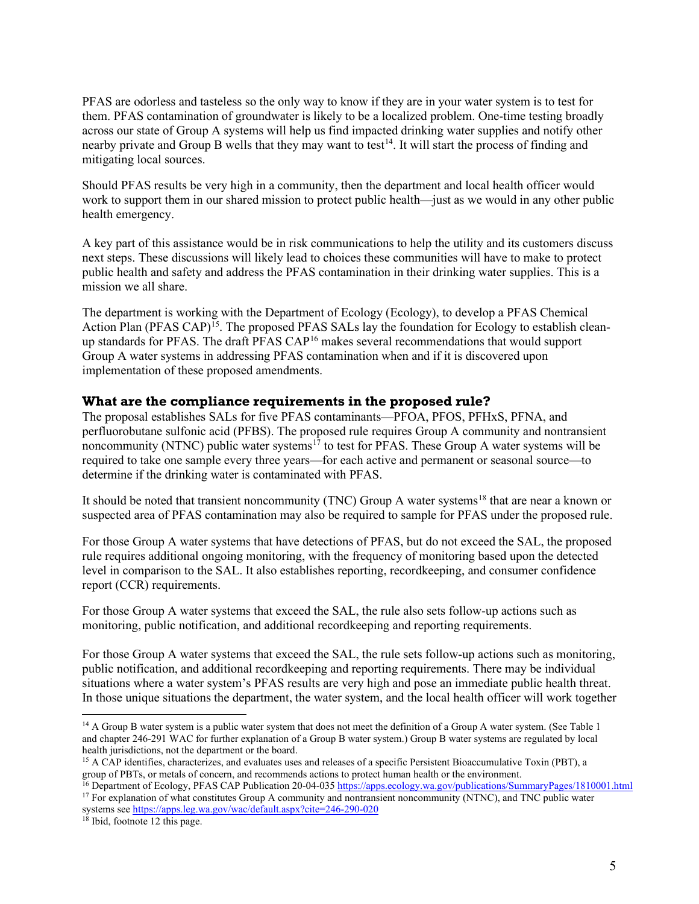PFAS are odorless and tasteless so the only way to know if they are in your water system is to test for them. PFAS contamination of groundwater is likely to be a localized problem. One-time testing broadly across our state of Group A systems will help us find impacted drinking water supplies and notify other nearby private and Group B wells that they may want to test[14]. It will start the process of finding and mitigating local sources.

Should PFAS results be very high in a community, then the department and local health officer would work to support them in our shared mission to protect public health—just as we would in any other public health emergency.

A key part of this assistance would be in risk communications to help the utility and its customers discuss next steps. These discussions will likely lead to choices these communities will have to make to protect public health and safety and address the PFAS contamination in their drinking water supplies. This is a mission we all share.

The department is working with the Department of Ecology (Ecology), to develop a PFAS Chemical Action Plan (PFAS CAP)[15]. The proposed PFAS SALs lay the foundation for Ecology to establish clean-up standards for PFAS. The draft PFAS CAP[16] makes several recommendations that would support Group A water systems in addressing PFAS contamination when and if it is discovered upon implementation of these proposed amendments.

### What are the compliance requirements in the proposed rule?

The proposal establishes SALs for five PFAS contaminants—PFOA, PFOS, PFHxS, PFNA, and perfluorobutane sulfonic acid (PFBS). The proposed rule requires Group A community and nontransient noncommunity (NTNC) public water systems[17] to test for PFAS. These Group A water systems will be required to take one sample every three years—for each active and permanent or seasonal source—to determine if the drinking water is contaminated with PFAS.

It should be noted that transient noncommunity (TNC) Group A water systems[18] that are near a known or suspected area of PFAS contamination may also be required to sample for PFAS under the proposed rule.

For those Group A water systems that have detections of PFAS, but do not exceed the SAL, the proposed rule requires additional ongoing monitoring, with the frequency of monitoring based upon the detected level in comparison to the SAL. It also establishes reporting, recordkeeping, and consumer confidence report (CCR) requirements.

For those Group A water systems that exceed the SAL, the rule also sets follow-up actions such as monitoring, public notification, and additional recordkeeping and reporting requirements.

For those Group A water systems that exceed the SAL, the rule sets follow-up actions such as monitoring, public notification, and additional recordkeeping and reporting requirements. There may be individual situations where a water system's PFAS results are very high and pose an immediate public health threat. In those unique situations the department, the water system, and the local health officer will work together

---

[14] A Group B water system is a public water system that does not meet the definition of a Group A water system. (See Table 1 and chapter 246-291 WAC for further explanation of a Group B water system.) Group B water systems are regulated by local health jurisdictions, not the department or the board.

[15] A CAP identifies, characterizes, and evaluates uses and releases of a specific Persistent Bioaccumulative Toxin (PBT), a group of PBTs, or metals of concern, and recommends actions to protect human health or the environment.

[16] Department of Ecology, PFAS CAP Publication 20-04-035 https://apps.ecology.wa.gov/publications/SummaryPages/1810001.html

[17] For explanation of what constitutes Group A community and nontransient noncommunity (NTNC), and TNC public water systems see https://apps.leg.wa.gov/wac/default.aspx?cite=246-290-020

[18] Ibid, footnote 12 this page.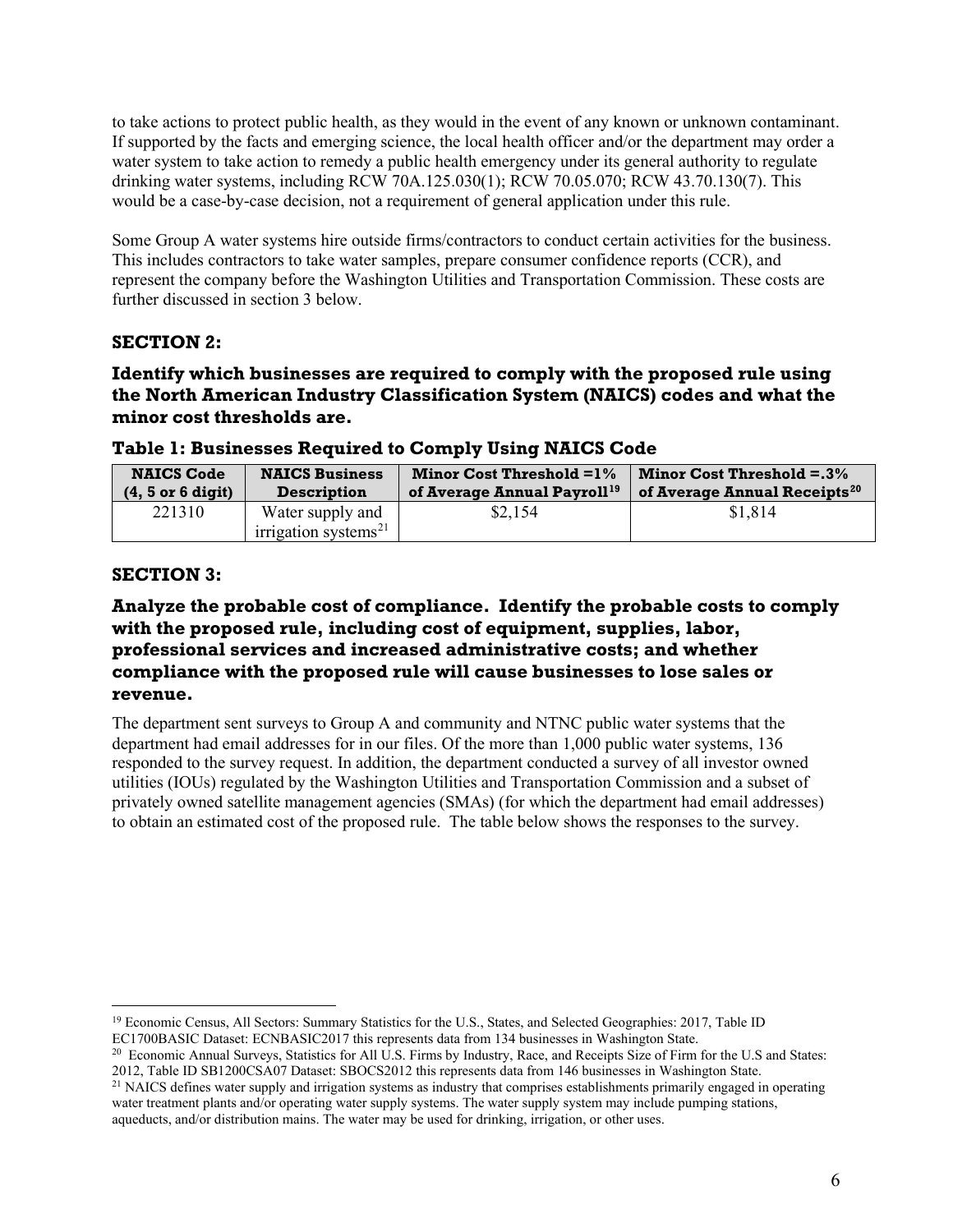to take actions to protect public health, as they would in the event of any known or unknown contaminant. If supported by the facts and emerging science, the local health officer and/or the department may order a water system to take action to remedy a public health emergency under its general authority to regulate drinking water systems, including RCW 70A.125.030(1); RCW 70.05.070; RCW 43.70.130(7). This would be a case-by-case decision, not a requirement of general application under this rule.

Some Group A water systems hire outside firms/contractors to conduct certain activities for the business. This includes contractors to take water samples, prepare consumer confidence reports (CCR), and represent the company before the Washington Utilities and Transportation Commission. These costs are further discussed in section 3 below.

## SECTION 2:

### Identify which businesses are required to comply with the proposed rule using the North American Industry Classification System (NAICS) codes and what the minor cost thresholds are.

**Table 1: Businesses Required to Comply Using NAICS Code**

| NAICS Code (4, 5 or 6 digit) | NAICS Business Description | Minor Cost Threshold =1% of Average Annual Payroll[19] | Minor Cost Threshold =.3% of Average Annual Receipts[20] |
|---|---|---|---|
| 221310 | Water supply and irrigation systems[21] | $2,154 | $1,814 |

## SECTION 3:

### Analyze the probable cost of compliance. Identify the probable costs to comply with the proposed rule, including cost of equipment, supplies, labor, professional services and increased administrative costs; and whether compliance with the proposed rule will cause businesses to lose sales or revenue.

The department sent surveys to Group A and community and NTNC public water systems that the department had email addresses for in our files. Of the more than 1,000 public water systems, 136 responded to the survey request. In addition, the department conducted a survey of all investor owned utilities (IOUs) regulated by the Washington Utilities and Transportation Commission and a subset of privately owned satellite management agencies (SMAs) (for which the department had email addresses) to obtain an estimated cost of the proposed rule. The table below shows the responses to the survey.

---

[19] Economic Census, All Sectors: Summary Statistics for the U.S., States, and Selected Geographies: 2017, Table ID EC1700BASIC Dataset: ECNBASIC2017 this represents data from 134 businesses in Washington State.

[20] Economic Annual Surveys, Statistics for All U.S. Firms by Industry, Race, and Receipts Size of Firm for the U.S and States: 2012, Table ID SB1200CSA07 Dataset: SBOCS2012 this represents data from 146 businesses in Washington State.

[21] NAICS defines water supply and irrigation systems as industry that comprises establishments primarily engaged in operating water treatment plants and/or operating water supply systems. The water supply system may include pumping stations, aqueducts, and/or distribution mains. The water may be used for drinking, irrigation, or other uses.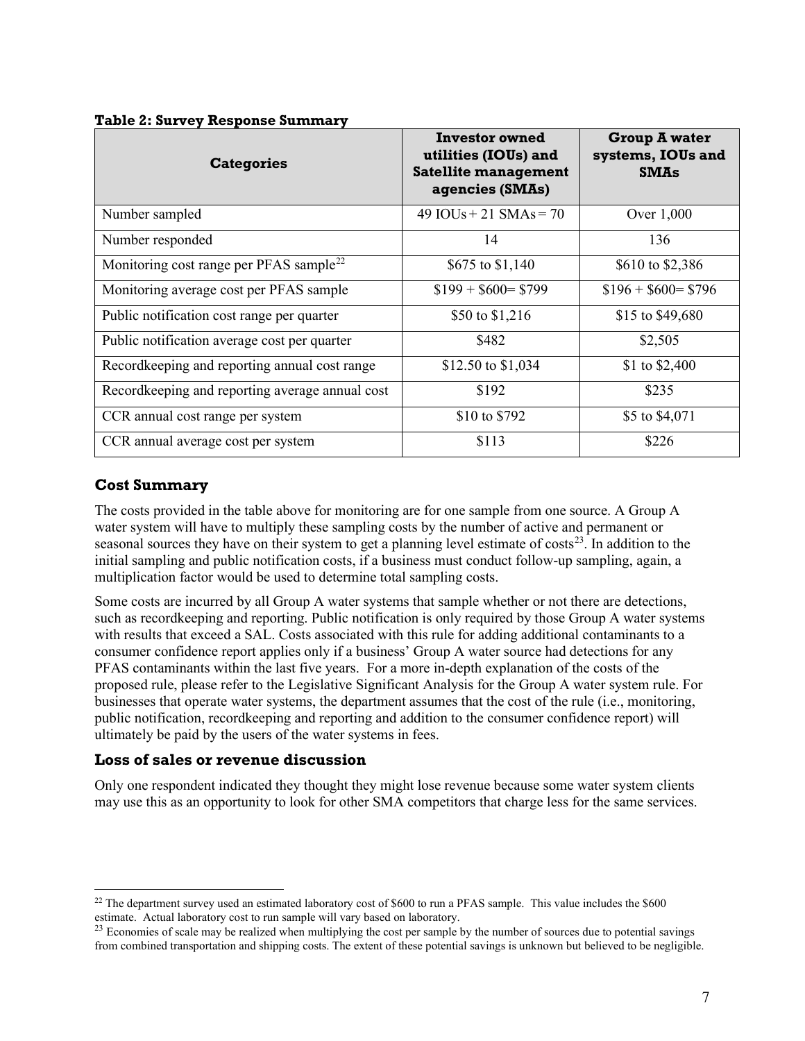**Table 2: Survey Response Summary**

| Categories | Investor owned utilities (IOUs) and Satellite management agencies (SMAs) | Group A water systems, IOUs and SMAs |
|---|---|---|
| Number sampled | 49 IOUs + 21 SMAs = 70 | Over 1,000 |
| Number responded | 14 | 136 |
| Monitoring cost range per PFAS sample[22] | $675 to $1,140 | $610 to $2,386 |
| Monitoring average cost per PFAS sample | $199 + $600= $799 | $196 + $600= $796 |
| Public notification cost range per quarter | $50 to $1,216 | $15 to $49,680 |
| Public notification average cost per quarter | $482 | $2,505 |
| Recordkeeping and reporting annual cost range | $12.50 to $1,034 | $1 to $2,400 |
| Recordkeeping and reporting average annual cost | $192 | $235 |
| CCR annual cost range per system | $10 to $792 | $5 to $4,071 |
| CCR annual average cost per system | $113 | $226 |

## Cost Summary

The costs provided in the table above for monitoring are for one sample from one source. A Group A water system will have to multiply these sampling costs by the number of active and permanent or seasonal sources they have on their system to get a planning level estimate of costs[23]. In addition to the initial sampling and public notification costs, if a business must conduct follow-up sampling, again, a multiplication factor would be used to determine total sampling costs.

Some costs are incurred by all Group A water systems that sample whether or not there are detections, such as recordkeeping and reporting. Public notification is only required by those Group A water systems with results that exceed a SAL. Costs associated with this rule for adding additional contaminants to a consumer confidence report applies only if a business' Group A water source had detections for any PFAS contaminants within the last five years. For a more in-depth explanation of the costs of the proposed rule, please refer to the Legislative Significant Analysis for the Group A water system rule. For businesses that operate water systems, the department assumes that the cost of the rule (i.e., monitoring, public notification, recordkeeping and reporting and addition to the consumer confidence report) will ultimately be paid by the users of the water systems in fees.

## Loss of sales or revenue discussion

Only one respondent indicated they thought they might lose revenue because some water system clients may use this as an opportunity to look for other SMA competitors that charge less for the same services.

---

[22] The department survey used an estimated laboratory cost of $600 to run a PFAS sample. This value includes the $600 estimate. Actual laboratory cost to run sample will vary based on laboratory.

[23] Economies of scale may be realized when multiplying the cost per sample by the number of sources due to potential savings from combined transportation and shipping costs. The extent of these potential savings is unknown but believed to be negligible.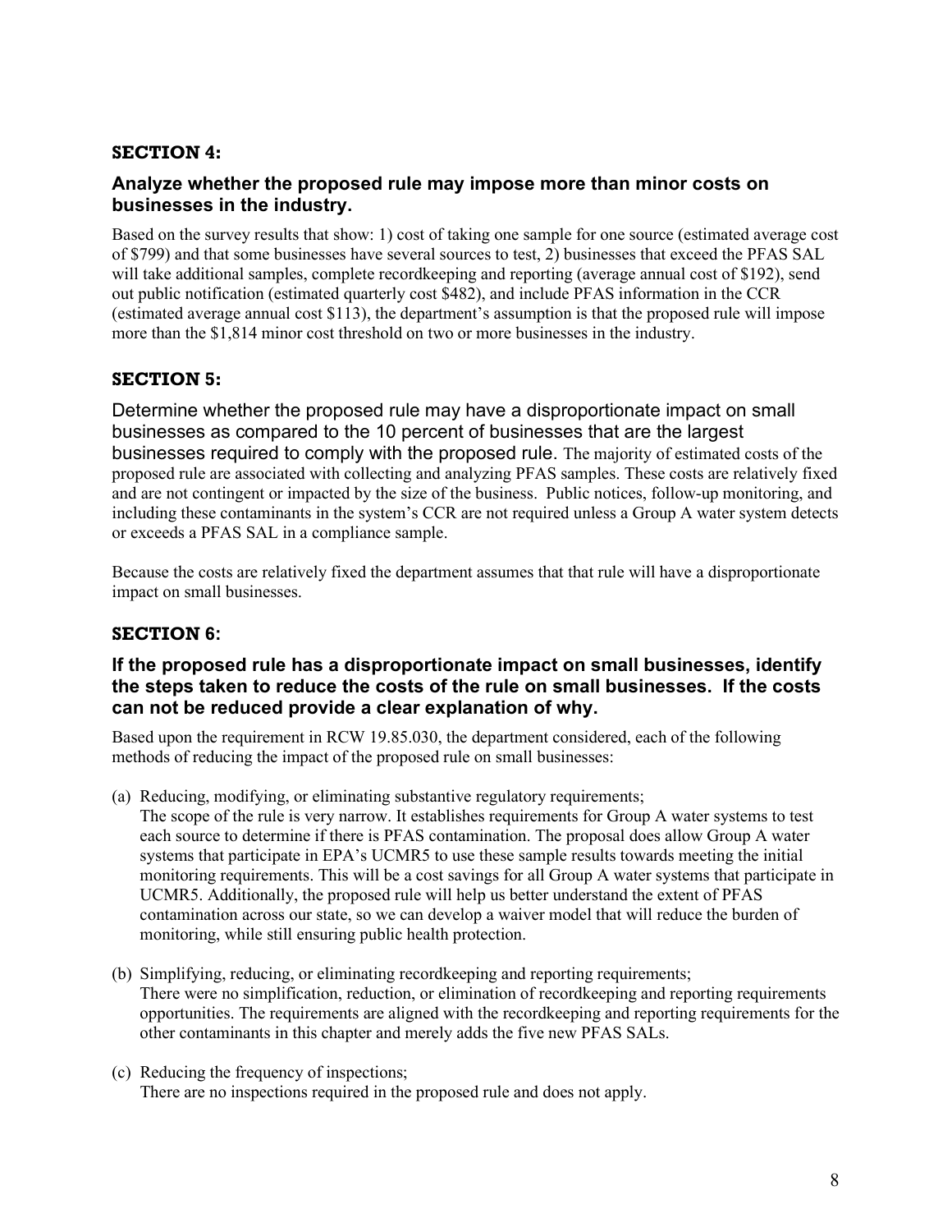## SECTION 4:

### Analyze whether the proposed rule may impose more than minor costs on businesses in the industry.

Based on the survey results that show: 1) cost of taking one sample for one source (estimated average cost of $799) and that some businesses have several sources to test, 2) businesses that exceed the PFAS SAL will take additional samples, complete recordkeeping and reporting (average annual cost of $192), send out public notification (estimated quarterly cost $482), and include PFAS information in the CCR (estimated average annual cost $113), the department's assumption is that the proposed rule will impose more than the $1,814 minor cost threshold on two or more businesses in the industry.

## SECTION 5:

Determine whether the proposed rule may have a disproportionate impact on small businesses as compared to the 10 percent of businesses that are the largest businesses required to comply with the proposed rule. The majority of estimated costs of the proposed rule are associated with collecting and analyzing PFAS samples. These costs are relatively fixed and are not contingent or impacted by the size of the business. Public notices, follow-up monitoring, and including these contaminants in the system's CCR are not required unless a Group A water system detects or exceeds a PFAS SAL in a compliance sample.

Because the costs are relatively fixed the department assumes that that rule will have a disproportionate impact on small businesses.

## SECTION 6:

### If the proposed rule has a disproportionate impact on small businesses, identify the steps taken to reduce the costs of the rule on small businesses. If the costs can not be reduced provide a clear explanation of why.

Based upon the requirement in RCW 19.85.030, the department considered, each of the following methods of reducing the impact of the proposed rule on small businesses:

(a) Reducing, modifying, or eliminating substantive regulatory requirements;
The scope of the rule is very narrow. It establishes requirements for Group A water systems to test each source to determine if there is PFAS contamination. The proposal does allow Group A water systems that participate in EPA's UCMR5 to use these sample results towards meeting the initial monitoring requirements. This will be a cost savings for all Group A water systems that participate in UCMR5. Additionally, the proposed rule will help us better understand the extent of PFAS contamination across our state, so we can develop a waiver model that will reduce the burden of monitoring, while still ensuring public health protection.

(b) Simplifying, reducing, or eliminating recordkeeping and reporting requirements;
There were no simplification, reduction, or elimination of recordkeeping and reporting requirements opportunities. The requirements are aligned with the recordkeeping and reporting requirements for the other contaminants in this chapter and merely adds the five new PFAS SALs.

(c) Reducing the frequency of inspections;
There are no inspections required in the proposed rule and does not apply.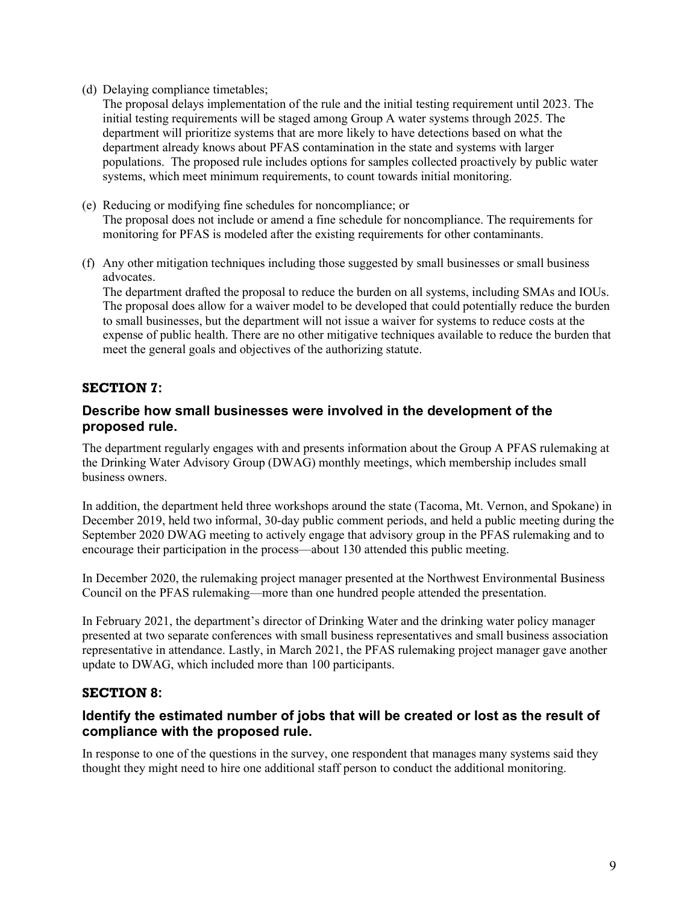(d) Delaying compliance timetables;
The proposal delays implementation of the rule and the initial testing requirement until 2023. The initial testing requirements will be staged among Group A water systems through 2025. The department will prioritize systems that are more likely to have detections based on what the department already knows about PFAS contamination in the state and systems with larger populations. The proposed rule includes options for samples collected proactively by public water systems, which meet minimum requirements, to count towards initial monitoring.

(e) Reducing or modifying fine schedules for noncompliance; or
The proposal does not include or amend a fine schedule for noncompliance. The requirements for monitoring for PFAS is modeled after the existing requirements for other contaminants.

(f) Any other mitigation techniques including those suggested by small businesses or small business advocates.
The department drafted the proposal to reduce the burden on all systems, including SMAs and IOUs. The proposal does allow for a waiver model to be developed that could potentially reduce the burden to small businesses, but the department will not issue a waiver for systems to reduce costs at the expense of public health. There are no other mitigative techniques available to reduce the burden that meet the general goals and objectives of the authorizing statute.

## SECTION 7:

### Describe how small businesses were involved in the development of the proposed rule.

The department regularly engages with and presents information about the Group A PFAS rulemaking at the Drinking Water Advisory Group (DWAG) monthly meetings, which membership includes small business owners.

In addition, the department held three workshops around the state (Tacoma, Mt. Vernon, and Spokane) in December 2019, held two informal, 30-day public comment periods, and held a public meeting during the September 2020 DWAG meeting to actively engage that advisory group in the PFAS rulemaking and to encourage their participation in the process—about 130 attended this public meeting.

In December 2020, the rulemaking project manager presented at the Northwest Environmental Business Council on the PFAS rulemaking—more than one hundred people attended the presentation.

In February 2021, the department's director of Drinking Water and the drinking water policy manager presented at two separate conferences with small business representatives and small business association representative in attendance. Lastly, in March 2021, the PFAS rulemaking project manager gave another update to DWAG, which included more than 100 participants.

## SECTION 8:

### Identify the estimated number of jobs that will be created or lost as the result of compliance with the proposed rule.

In response to one of the questions in the survey, one respondent that manages many systems said they thought they might need to hire one additional staff person to conduct the additional monitoring.